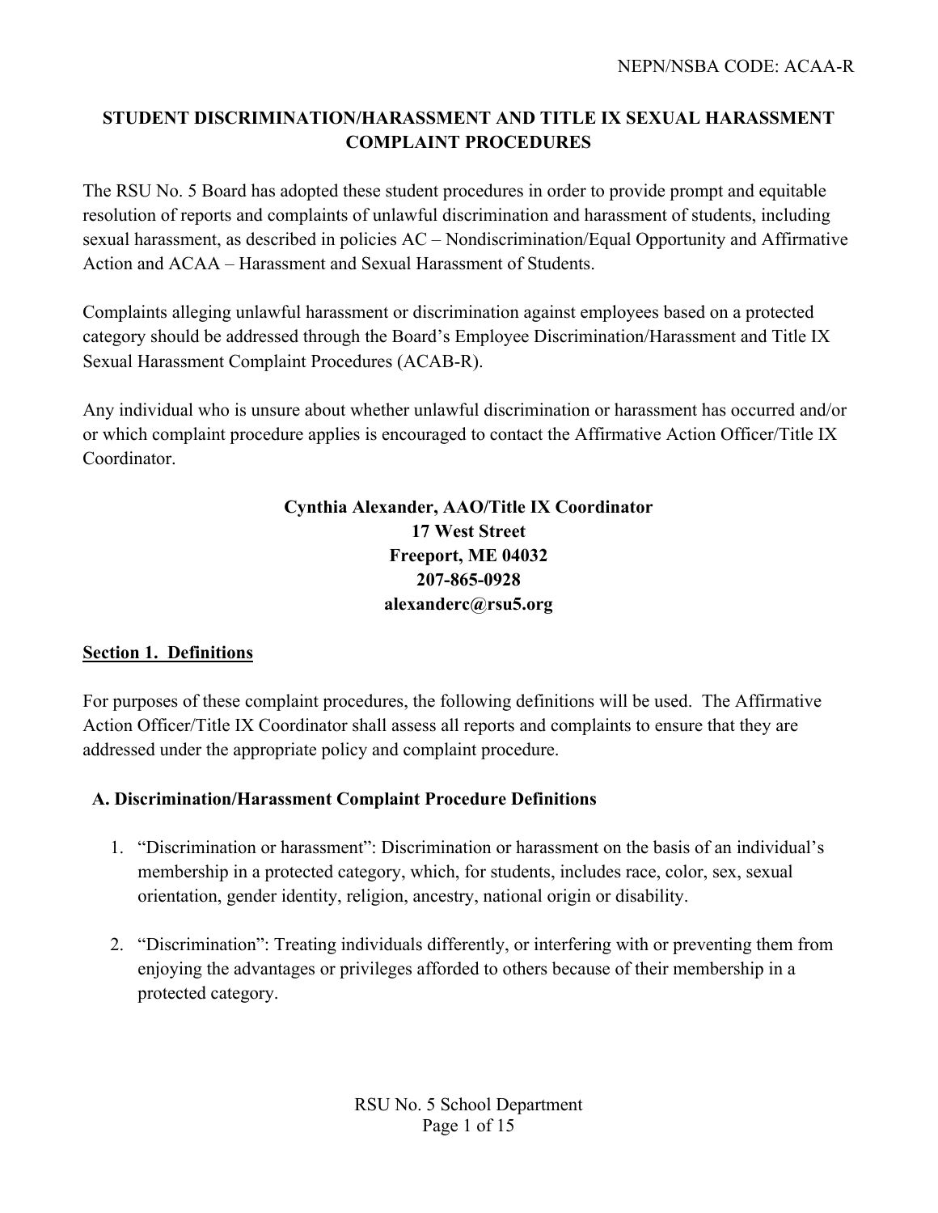NEPN/NSBA CODE: ACAA-R

# STUDENT DISCRIMINATION/HARASSMENT AND TITLE IX SEXUAL HARASSMENT COMPLAINT PROCEDURES

The RSU No. 5 Board has adopted these student procedures in order to provide prompt and equitable resolution of reports and complaints of unlawful discrimination and harassment of students, including sexual harassment, as described in policies AC – Nondiscrimination/Equal Opportunity and Affirmative Action and ACAA – Harassment and Sexual Harassment of Students.

Complaints alleging unlawful harassment or discrimination against employees based on a protected category should be addressed through the Board's Employee Discrimination/Harassment and Title IX Sexual Harassment Complaint Procedures (ACAB-R).

Any individual who is unsure about whether unlawful discrimination or harassment has occurred and/or or which complaint procedure applies is encouraged to contact the Affirmative Action Officer/Title IX Coordinator.

**Cynthia Alexander, AAO/Title IX Coordinator**
**17 West Street**
**Freeport, ME 04032**
**207-865-0928**
**alexanderc@rsu5.org**

## Section 1. Definitions

For purposes of these complaint procedures, the following definitions will be used. The Affirmative Action Officer/Title IX Coordinator shall assess all reports and complaints to ensure that they are addressed under the appropriate policy and complaint procedure.

### A. Discrimination/Harassment Complaint Procedure Definitions

1. "Discrimination or harassment": Discrimination or harassment on the basis of an individual's membership in a protected category, which, for students, includes race, color, sex, sexual orientation, gender identity, religion, ancestry, national origin or disability.

2. "Discrimination": Treating individuals differently, or interfering with or preventing them from enjoying the advantages or privileges afforded to others because of their membership in a protected category.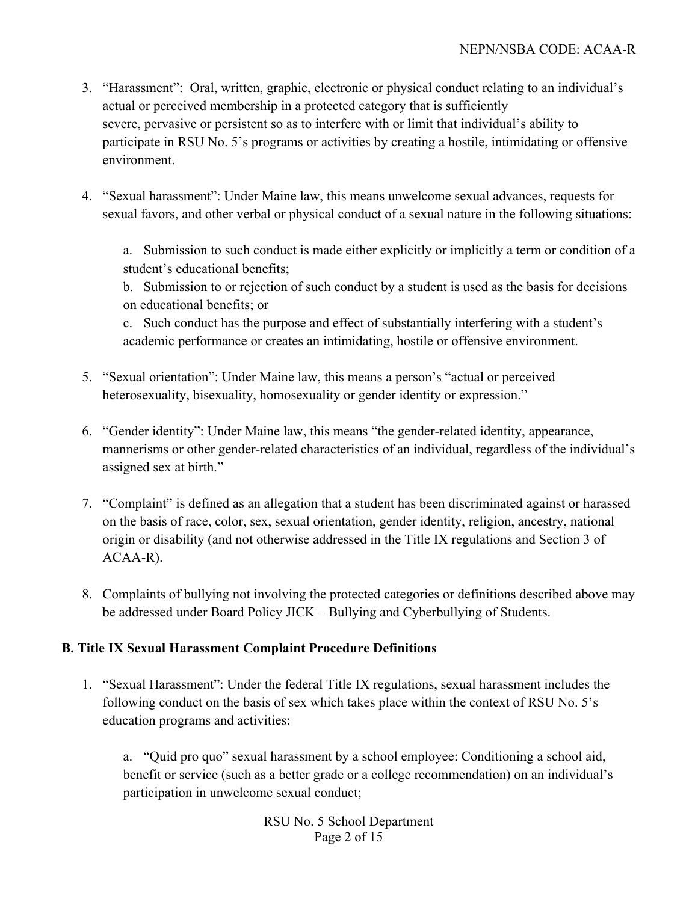3. "Harassment": Oral, written, graphic, electronic or physical conduct relating to an individual's actual or perceived membership in a protected category that is sufficiently severe, pervasive or persistent so as to interfere with or limit that individual's ability to participate in RSU No. 5's programs or activities by creating a hostile, intimidating or offensive environment.

4. "Sexual harassment": Under Maine law, this means unwelcome sexual advances, requests for sexual favors, and other verbal or physical conduct of a sexual nature in the following situations:

   a. Submission to such conduct is made either explicitly or implicitly a term or condition of a student's educational benefits;

   b. Submission to or rejection of such conduct by a student is used as the basis for decisions on educational benefits; or

   c. Such conduct has the purpose and effect of substantially interfering with a student's academic performance or creates an intimidating, hostile or offensive environment.

5. "Sexual orientation": Under Maine law, this means a person's "actual or perceived heterosexuality, bisexuality, homosexuality or gender identity or expression."

6. "Gender identity": Under Maine law, this means "the gender-related identity, appearance, mannerisms or other gender-related characteristics of an individual, regardless of the individual's assigned sex at birth."

7. "Complaint" is defined as an allegation that a student has been discriminated against or harassed on the basis of race, color, sex, sexual orientation, gender identity, religion, ancestry, national origin or disability (and not otherwise addressed in the Title IX regulations and Section 3 of ACAA-R).

8. Complaints of bullying not involving the protected categories or definitions described above may be addressed under Board Policy JICK – Bullying and Cyberbullying of Students.

## B. Title IX Sexual Harassment Complaint Procedure Definitions

1. "Sexual Harassment": Under the federal Title IX regulations, sexual harassment includes the following conduct on the basis of sex which takes place within the context of RSU No. 5's education programs and activities:

   a. "Quid pro quo" sexual harassment by a school employee: Conditioning a school aid, benefit or service (such as a better grade or a college recommendation) on an individual's participation in unwelcome sexual conduct;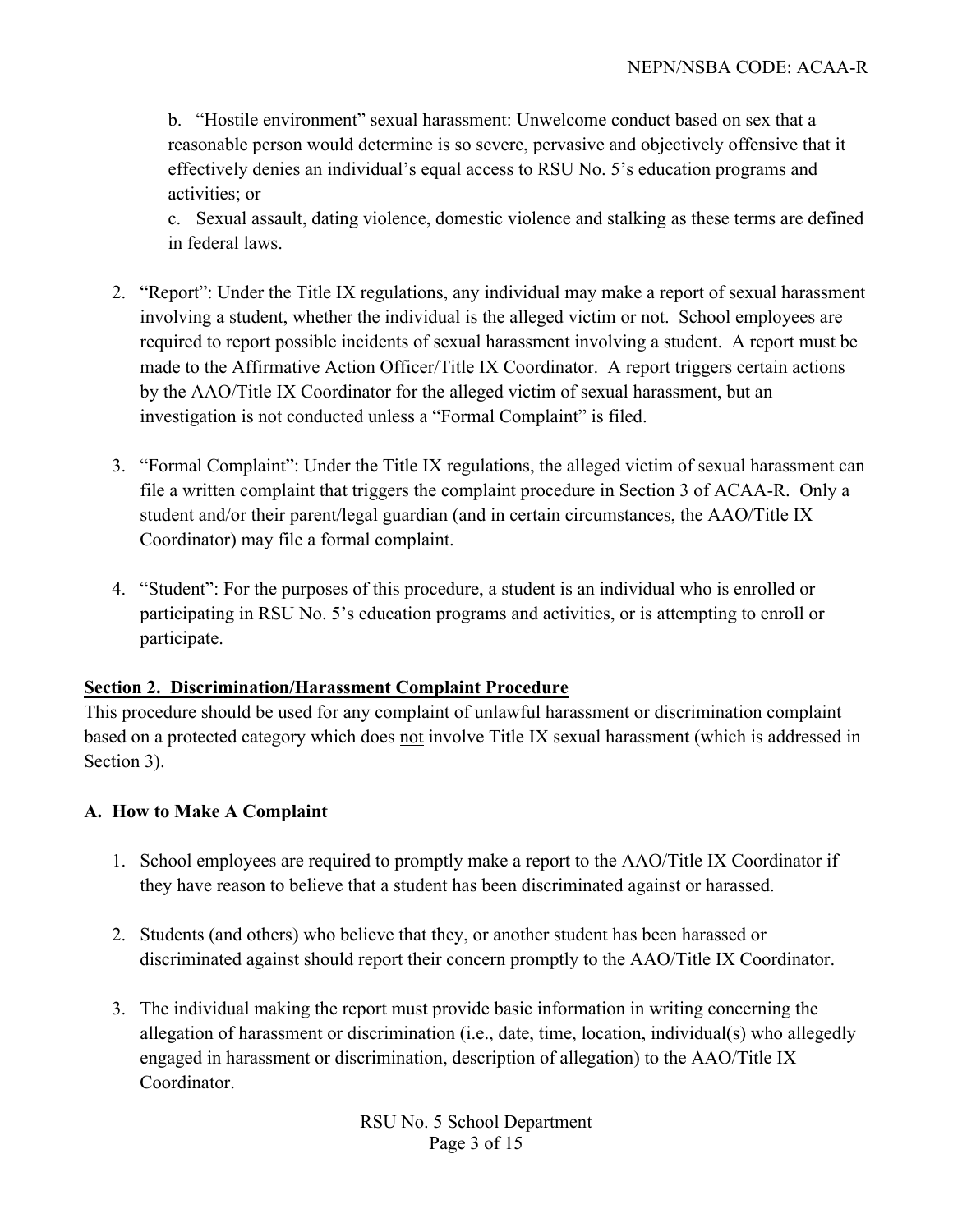b. "Hostile environment" sexual harassment: Unwelcome conduct based on sex that a reasonable person would determine is so severe, pervasive and objectively offensive that it effectively denies an individual's equal access to RSU No. 5's education programs and activities; or

c. Sexual assault, dating violence, domestic violence and stalking as these terms are defined in federal laws.

2. "Report": Under the Title IX regulations, any individual may make a report of sexual harassment involving a student, whether the individual is the alleged victim or not. School employees are required to report possible incidents of sexual harassment involving a student. A report must be made to the Affirmative Action Officer/Title IX Coordinator. A report triggers certain actions by the AAO/Title IX Coordinator for the alleged victim of sexual harassment, but an investigation is not conducted unless a "Formal Complaint" is filed.

3. "Formal Complaint": Under the Title IX regulations, the alleged victim of sexual harassment can file a written complaint that triggers the complaint procedure in Section 3 of ACAA-R. Only a student and/or their parent/legal guardian (and in certain circumstances, the AAO/Title IX Coordinator) may file a formal complaint.

4. "Student": For the purposes of this procedure, a student is an individual who is enrolled or participating in RSU No. 5's education programs and activities, or is attempting to enroll or participate.

## Section 2. Discrimination/Harassment Complaint Procedure

This procedure should be used for any complaint of unlawful harassment or discrimination complaint based on a protected category which does not involve Title IX sexual harassment (which is addressed in Section 3).

### A. How to Make A Complaint

1. School employees are required to promptly make a report to the AAO/Title IX Coordinator if they have reason to believe that a student has been discriminated against or harassed.

2. Students (and others) who believe that they, or another student has been harassed or discriminated against should report their concern promptly to the AAO/Title IX Coordinator.

3. The individual making the report must provide basic information in writing concerning the allegation of harassment or discrimination (i.e., date, time, location, individual(s) who allegedly engaged in harassment or discrimination, description of allegation) to the AAO/Title IX Coordinator.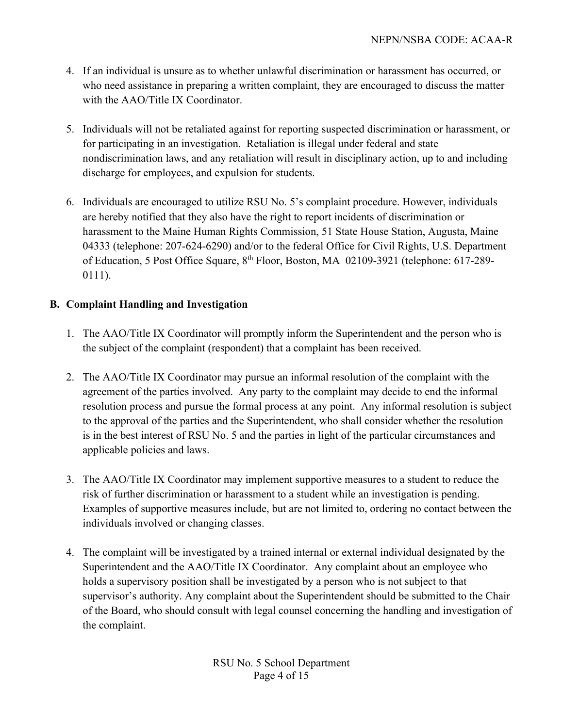4. If an individual is unsure as to whether unlawful discrimination or harassment has occurred, or who need assistance in preparing a written complaint, they are encouraged to discuss the matter with the AAO/Title IX Coordinator.

5. Individuals will not be retaliated against for reporting suspected discrimination or harassment, or for participating in an investigation. Retaliation is illegal under federal and state nondiscrimination laws, and any retaliation will result in disciplinary action, up to and including discharge for employees, and expulsion for students.

6. Individuals are encouraged to utilize RSU No. 5's complaint procedure. However, individuals are hereby notified that they also have the right to report incidents of discrimination or harassment to the Maine Human Rights Commission, 51 State House Station, Augusta, Maine 04333 (telephone: 207-624-6290) and/or to the federal Office for Civil Rights, U.S. Department of Education, 5 Post Office Square, 8th Floor, Boston, MA 02109-3921 (telephone: 617-289-0111).

## B. Complaint Handling and Investigation

1. The AAO/Title IX Coordinator will promptly inform the Superintendent and the person who is the subject of the complaint (respondent) that a complaint has been received.

2. The AAO/Title IX Coordinator may pursue an informal resolution of the complaint with the agreement of the parties involved. Any party to the complaint may decide to end the informal resolution process and pursue the formal process at any point. Any informal resolution is subject to the approval of the parties and the Superintendent, who shall consider whether the resolution is in the best interest of RSU No. 5 and the parties in light of the particular circumstances and applicable policies and laws.

3. The AAO/Title IX Coordinator may implement supportive measures to a student to reduce the risk of further discrimination or harassment to a student while an investigation is pending. Examples of supportive measures include, but are not limited to, ordering no contact between the individuals involved or changing classes.

4. The complaint will be investigated by a trained internal or external individual designated by the Superintendent and the AAO/Title IX Coordinator. Any complaint about an employee who holds a supervisory position shall be investigated by a person who is not subject to that supervisor's authority. Any complaint about the Superintendent should be submitted to the Chair of the Board, who should consult with legal counsel concerning the handling and investigation of the complaint.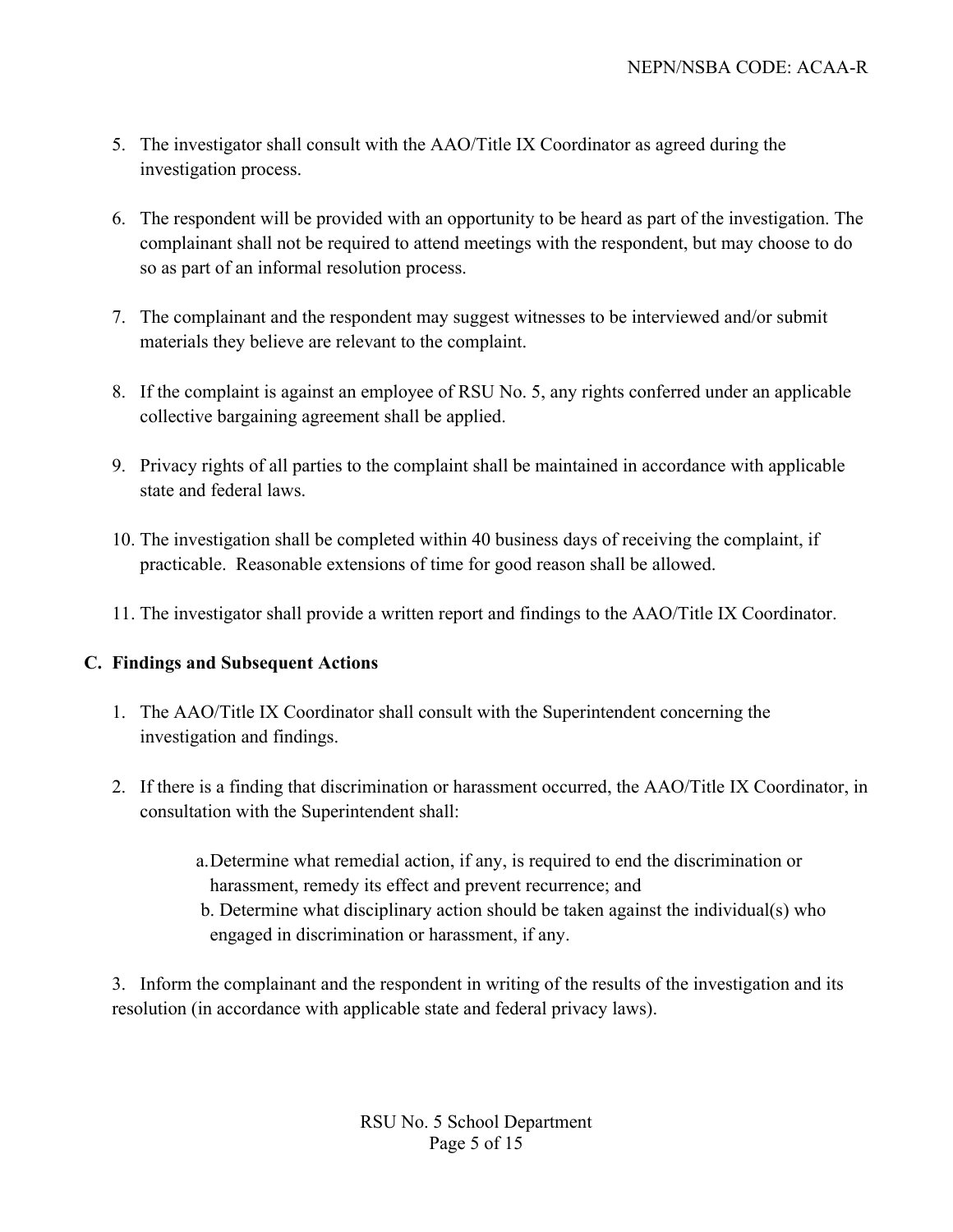5. The investigator shall consult with the AAO/Title IX Coordinator as agreed during the investigation process.

6. The respondent will be provided with an opportunity to be heard as part of the investigation. The complainant shall not be required to attend meetings with the respondent, but may choose to do so as part of an informal resolution process.

7. The complainant and the respondent may suggest witnesses to be interviewed and/or submit materials they believe are relevant to the complaint.

8. If the complaint is against an employee of RSU No. 5, any rights conferred under an applicable collective bargaining agreement shall be applied.

9. Privacy rights of all parties to the complaint shall be maintained in accordance with applicable state and federal laws.

10. The investigation shall be completed within 40 business days of receiving the complaint, if practicable. Reasonable extensions of time for good reason shall be allowed.

11. The investigator shall provide a written report and findings to the AAO/Title IX Coordinator.

**C. Findings and Subsequent Actions**

1. The AAO/Title IX Coordinator shall consult with the Superintendent concerning the investigation and findings.

2. If there is a finding that discrimination or harassment occurred, the AAO/Title IX Coordinator, in consultation with the Superintendent shall:

    a. Determine what remedial action, if any, is required to end the discrimination or harassment, remedy its effect and prevent recurrence; and
    b. Determine what disciplinary action should be taken against the individual(s) who engaged in discrimination or harassment, if any.

3. Inform the complainant and the respondent in writing of the results of the investigation and its resolution (in accordance with applicable state and federal privacy laws).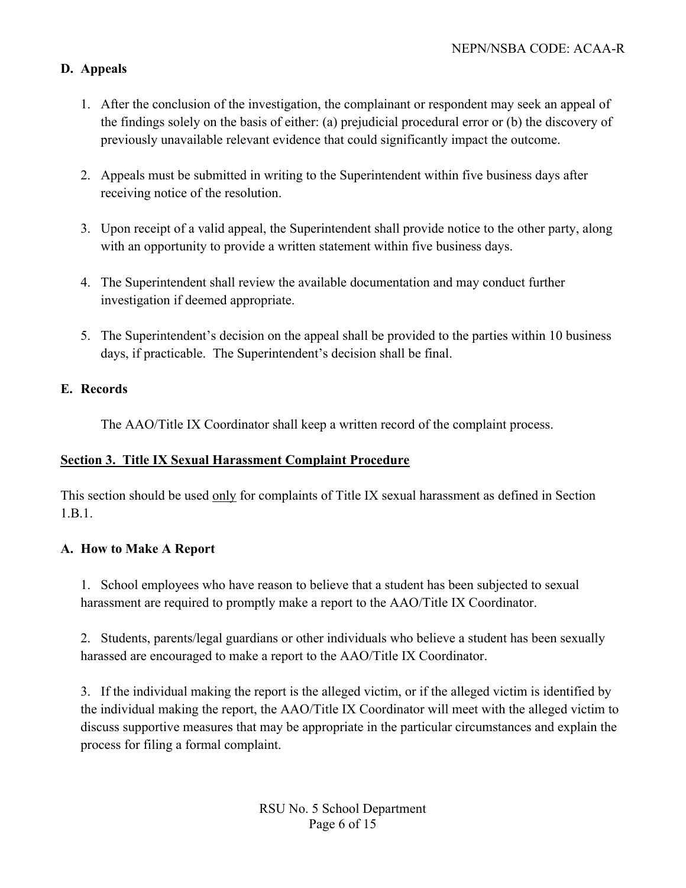### D. Appeals

1. After the conclusion of the investigation, the complainant or respondent may seek an appeal of the findings solely on the basis of either: (a) prejudicial procedural error or (b) the discovery of previously unavailable relevant evidence that could significantly impact the outcome.

2. Appeals must be submitted in writing to the Superintendent within five business days after receiving notice of the resolution.

3. Upon receipt of a valid appeal, the Superintendent shall provide notice to the other party, along with an opportunity to provide a written statement within five business days.

4. The Superintendent shall review the available documentation and may conduct further investigation if deemed appropriate.

5. The Superintendent's decision on the appeal shall be provided to the parties within 10 business days, if practicable. The Superintendent's decision shall be final.

### E. Records

The AAO/Title IX Coordinator shall keep a written record of the complaint process.

## Section 3. Title IX Sexual Harassment Complaint Procedure

This section should be used only for complaints of Title IX sexual harassment as defined in Section 1.B.1.

### A. How to Make A Report

1. School employees who have reason to believe that a student has been subjected to sexual harassment are required to promptly make a report to the AAO/Title IX Coordinator.

2. Students, parents/legal guardians or other individuals who believe a student has been sexually harassed are encouraged to make a report to the AAO/Title IX Coordinator.

3. If the individual making the report is the alleged victim, or if the alleged victim is identified by the individual making the report, the AAO/Title IX Coordinator will meet with the alleged victim to discuss supportive measures that may be appropriate in the particular circumstances and explain the process for filing a formal complaint.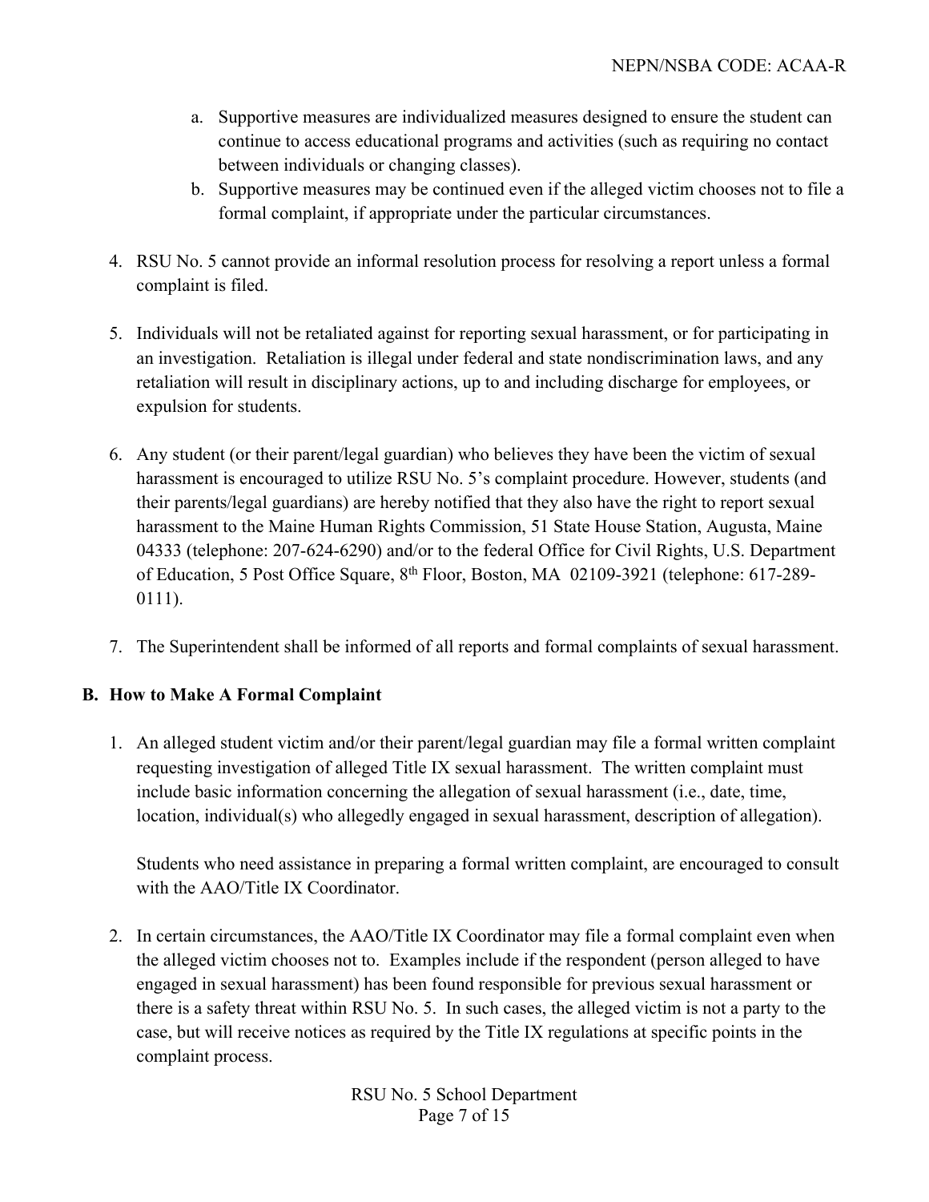a. Supportive measures are individualized measures designed to ensure the student can continue to access educational programs and activities (such as requiring no contact between individuals or changing classes).
   b. Supportive measures may be continued even if the alleged victim chooses not to file a formal complaint, if appropriate under the particular circumstances.

4. RSU No. 5 cannot provide an informal resolution process for resolving a report unless a formal complaint is filed.

5. Individuals will not be retaliated against for reporting sexual harassment, or for participating in an investigation. Retaliation is illegal under federal and state nondiscrimination laws, and any retaliation will result in disciplinary actions, up to and including discharge for employees, or expulsion for students.

6. Any student (or their parent/legal guardian) who believes they have been the victim of sexual harassment is encouraged to utilize RSU No. 5's complaint procedure. However, students (and their parents/legal guardians) are hereby notified that they also have the right to report sexual harassment to the Maine Human Rights Commission, 51 State House Station, Augusta, Maine 04333 (telephone: 207-624-6290) and/or to the federal Office for Civil Rights, U.S. Department of Education, 5 Post Office Square, 8th Floor, Boston, MA 02109-3921 (telephone: 617-289-0111).

7. The Superintendent shall be informed of all reports and formal complaints of sexual harassment.

## B. How to Make A Formal Complaint

1. An alleged student victim and/or their parent/legal guardian may file a formal written complaint requesting investigation of alleged Title IX sexual harassment. The written complaint must include basic information concerning the allegation of sexual harassment (i.e., date, time, location, individual(s) who allegedly engaged in sexual harassment, description of allegation).

   Students who need assistance in preparing a formal written complaint, are encouraged to consult with the AAO/Title IX Coordinator.

2. In certain circumstances, the AAO/Title IX Coordinator may file a formal complaint even when the alleged victim chooses not to. Examples include if the respondent (person alleged to have engaged in sexual harassment) has been found responsible for previous sexual harassment or there is a safety threat within RSU No. 5. In such cases, the alleged victim is not a party to the case, but will receive notices as required by the Title IX regulations at specific points in the complaint process.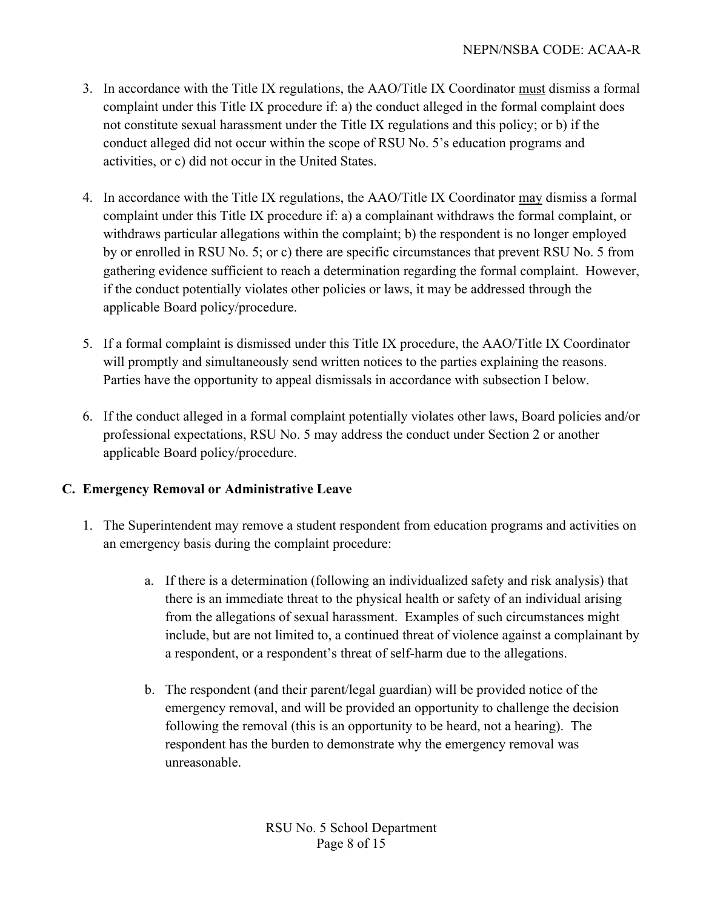3. In accordance with the Title IX regulations, the AAO/Title IX Coordinator <u>must</u> dismiss a formal complaint under this Title IX procedure if: a) the conduct alleged in the formal complaint does not constitute sexual harassment under the Title IX regulations and this policy; or b) if the conduct alleged did not occur within the scope of RSU No. 5's education programs and activities, or c) did not occur in the United States.

4. In accordance with the Title IX regulations, the AAO/Title IX Coordinator <u>may</u> dismiss a formal complaint under this Title IX procedure if: a) a complainant withdraws the formal complaint, or withdraws particular allegations within the complaint; b) the respondent is no longer employed by or enrolled in RSU No. 5; or c) there are specific circumstances that prevent RSU No. 5 from gathering evidence sufficient to reach a determination regarding the formal complaint. However, if the conduct potentially violates other policies or laws, it may be addressed through the applicable Board policy/procedure.

5. If a formal complaint is dismissed under this Title IX procedure, the AAO/Title IX Coordinator will promptly and simultaneously send written notices to the parties explaining the reasons. Parties have the opportunity to appeal dismissals in accordance with subsection I below.

6. If the conduct alleged in a formal complaint potentially violates other laws, Board policies and/or professional expectations, RSU No. 5 may address the conduct under Section 2 or another applicable Board policy/procedure.

## C. Emergency Removal or Administrative Leave

1. The Superintendent may remove a student respondent from education programs and activities on an emergency basis during the complaint procedure:

   a. If there is a determination (following an individualized safety and risk analysis) that there is an immediate threat to the physical health or safety of an individual arising from the allegations of sexual harassment. Examples of such circumstances might include, but are not limited to, a continued threat of violence against a complainant by a respondent, or a respondent's threat of self-harm due to the allegations.

   b. The respondent (and their parent/legal guardian) will be provided notice of the emergency removal, and will be provided an opportunity to challenge the decision following the removal (this is an opportunity to be heard, not a hearing). The respondent has the burden to demonstrate why the emergency removal was unreasonable.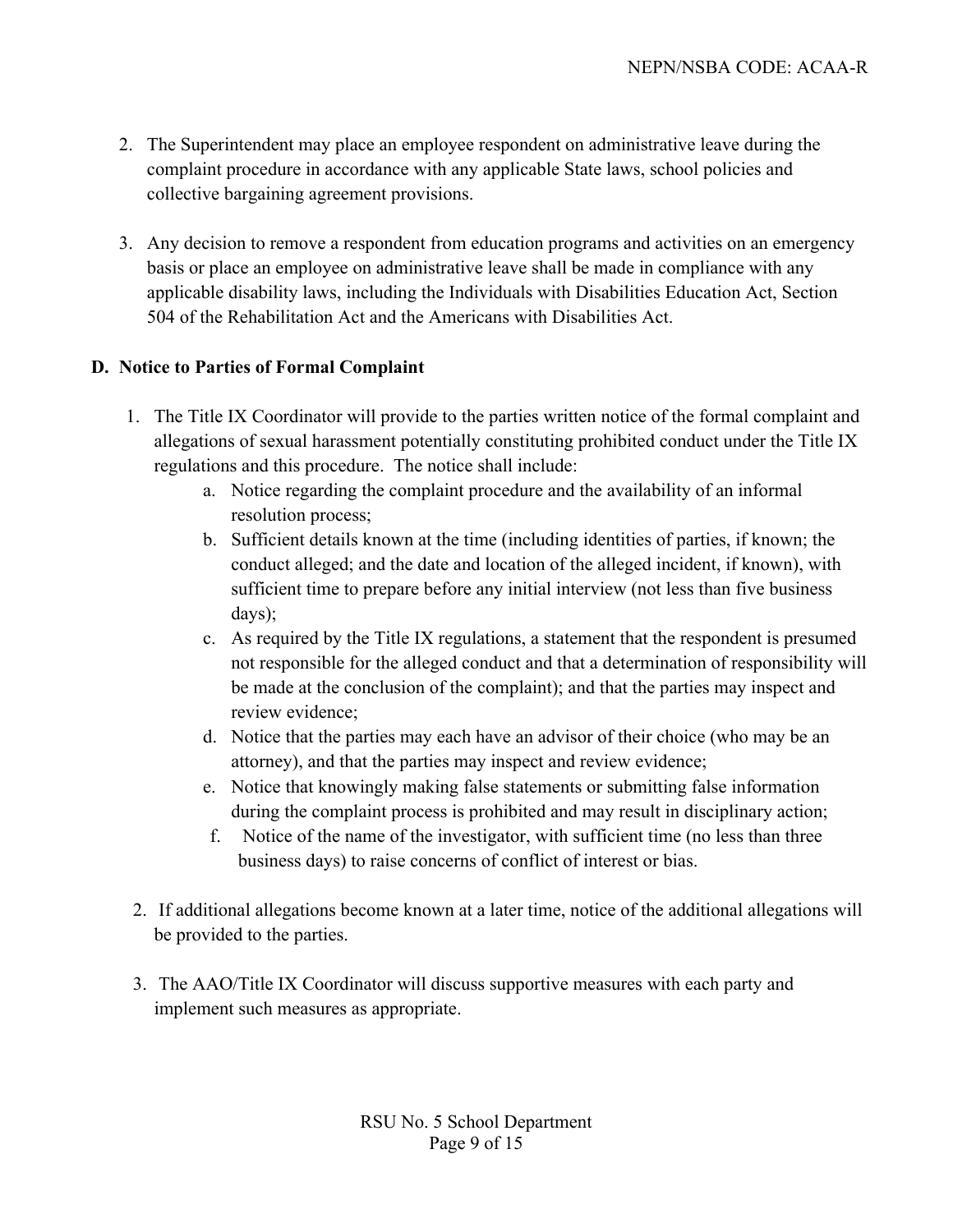2. The Superintendent may place an employee respondent on administrative leave during the complaint procedure in accordance with any applicable State laws, school policies and collective bargaining agreement provisions.

3. Any decision to remove a respondent from education programs and activities on an emergency basis or place an employee on administrative leave shall be made in compliance with any applicable disability laws, including the Individuals with Disabilities Education Act, Section 504 of the Rehabilitation Act and the Americans with Disabilities Act.

**D. Notice to Parties of Formal Complaint**

1. The Title IX Coordinator will provide to the parties written notice of the formal complaint and allegations of sexual harassment potentially constituting prohibited conduct under the Title IX regulations and this procedure. The notice shall include:
    a. Notice regarding the complaint procedure and the availability of an informal resolution process;
    b. Sufficient details known at the time (including identities of parties, if known; the conduct alleged; and the date and location of the alleged incident, if known), with sufficient time to prepare before any initial interview (not less than five business days);
    c. As required by the Title IX regulations, a statement that the respondent is presumed not responsible for the alleged conduct and that a determination of responsibility will be made at the conclusion of the complaint); and that the parties may inspect and review evidence;
    d. Notice that the parties may each have an advisor of their choice (who may be an attorney), and that the parties may inspect and review evidence;
    e. Notice that knowingly making false statements or submitting false information during the complaint process is prohibited and may result in disciplinary action;
    f. Notice of the name of the investigator, with sufficient time (no less than three business days) to raise concerns of conflict of interest or bias.

2. If additional allegations become known at a later time, notice of the additional allegations will be provided to the parties.

3. The AAO/Title IX Coordinator will discuss supportive measures with each party and implement such measures as appropriate.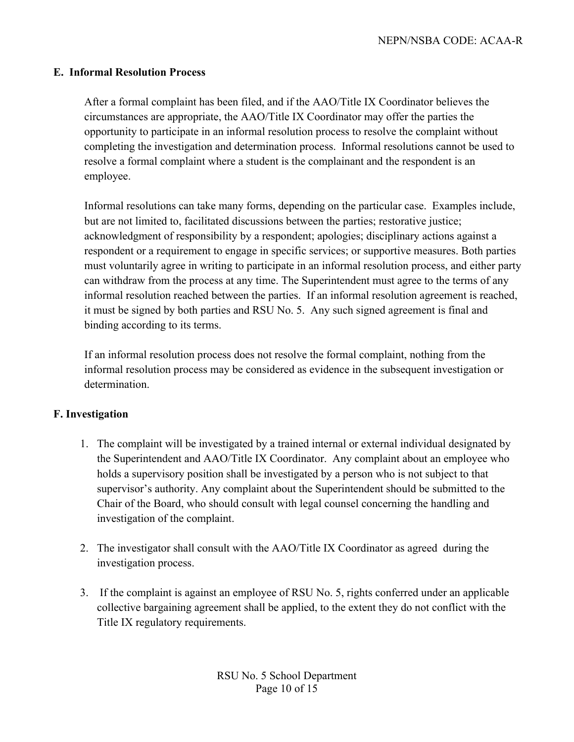### E. Informal Resolution Process

After a formal complaint has been filed, and if the AAO/Title IX Coordinator believes the circumstances are appropriate, the AAO/Title IX Coordinator may offer the parties the opportunity to participate in an informal resolution process to resolve the complaint without completing the investigation and determination process. Informal resolutions cannot be used to resolve a formal complaint where a student is the complainant and the respondent is an employee.

Informal resolutions can take many forms, depending on the particular case. Examples include, but are not limited to, facilitated discussions between the parties; restorative justice; acknowledgment of responsibility by a respondent; apologies; disciplinary actions against a respondent or a requirement to engage in specific services; or supportive measures. Both parties must voluntarily agree in writing to participate in an informal resolution process, and either party can withdraw from the process at any time. The Superintendent must agree to the terms of any informal resolution reached between the parties. If an informal resolution agreement is reached, it must be signed by both parties and RSU No. 5. Any such signed agreement is final and binding according to its terms.

If an informal resolution process does not resolve the formal complaint, nothing from the informal resolution process may be considered as evidence in the subsequent investigation or determination.

### F. Investigation

1. The complaint will be investigated by a trained internal or external individual designated by the Superintendent and AAO/Title IX Coordinator. Any complaint about an employee who holds a supervisory position shall be investigated by a person who is not subject to that supervisor's authority. Any complaint about the Superintendent should be submitted to the Chair of the Board, who should consult with legal counsel concerning the handling and investigation of the complaint.

2. The investigator shall consult with the AAO/Title IX Coordinator as agreed during the investigation process.

3. If the complaint is against an employee of RSU No. 5, rights conferred under an applicable collective bargaining agreement shall be applied, to the extent they do not conflict with the Title IX regulatory requirements.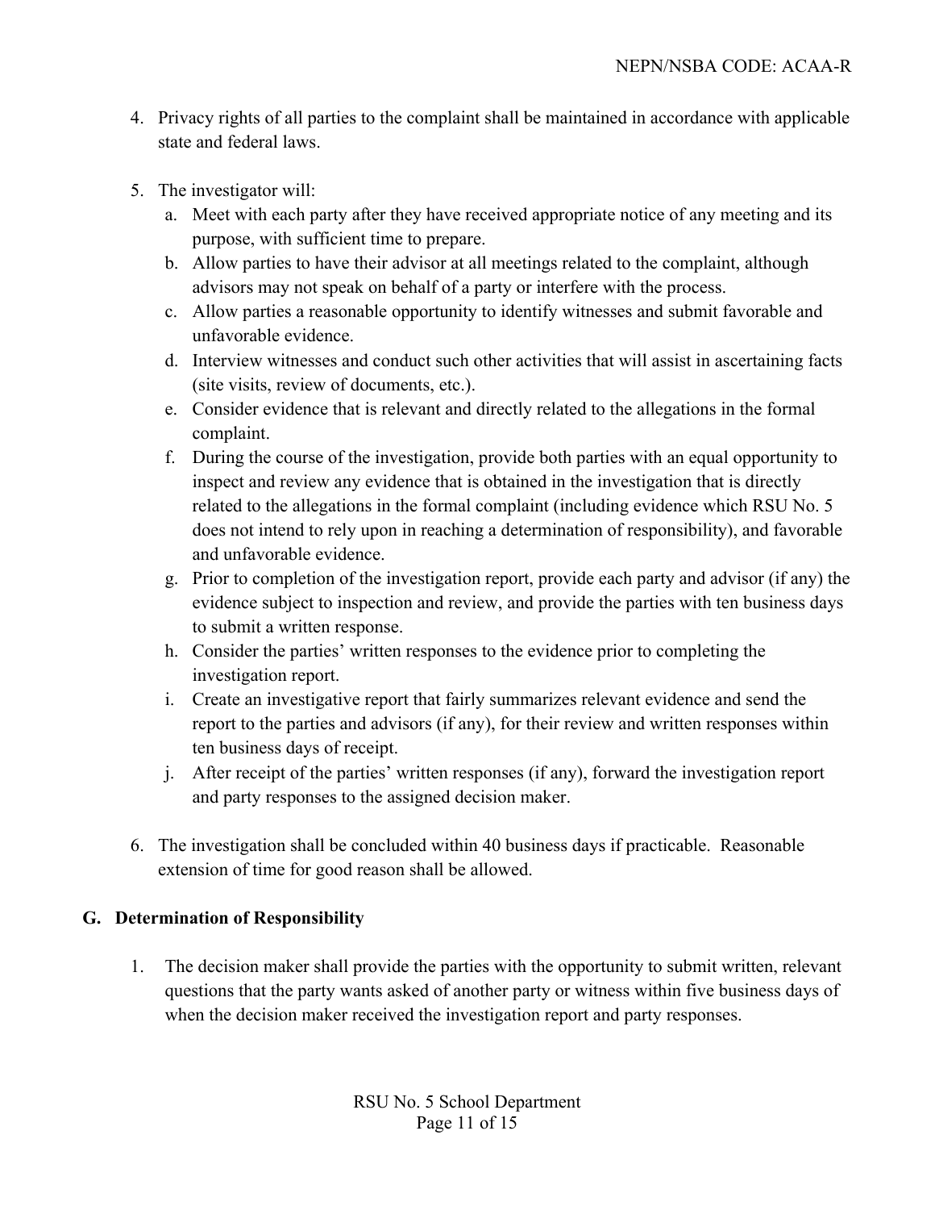4. Privacy rights of all parties to the complaint shall be maintained in accordance with applicable state and federal laws.

5. The investigator will:
   a. Meet with each party after they have received appropriate notice of any meeting and its purpose, with sufficient time to prepare.
   b. Allow parties to have their advisor at all meetings related to the complaint, although advisors may not speak on behalf of a party or interfere with the process.
   c. Allow parties a reasonable opportunity to identify witnesses and submit favorable and unfavorable evidence.
   d. Interview witnesses and conduct such other activities that will assist in ascertaining facts (site visits, review of documents, etc.).
   e. Consider evidence that is relevant and directly related to the allegations in the formal complaint.
   f. During the course of the investigation, provide both parties with an equal opportunity to inspect and review any evidence that is obtained in the investigation that is directly related to the allegations in the formal complaint (including evidence which RSU No. 5 does not intend to rely upon in reaching a determination of responsibility), and favorable and unfavorable evidence.
   g. Prior to completion of the investigation report, provide each party and advisor (if any) the evidence subject to inspection and review, and provide the parties with ten business days to submit a written response.
   h. Consider the parties' written responses to the evidence prior to completing the investigation report.
   i. Create an investigative report that fairly summarizes relevant evidence and send the report to the parties and advisors (if any), for their review and written responses within ten business days of receipt.
   j. After receipt of the parties' written responses (if any), forward the investigation report and party responses to the assigned decision maker.

6. The investigation shall be concluded within 40 business days if practicable. Reasonable extension of time for good reason shall be allowed.

## G. Determination of Responsibility

1. The decision maker shall provide the parties with the opportunity to submit written, relevant questions that the party wants asked of another party or witness within five business days of when the decision maker received the investigation report and party responses.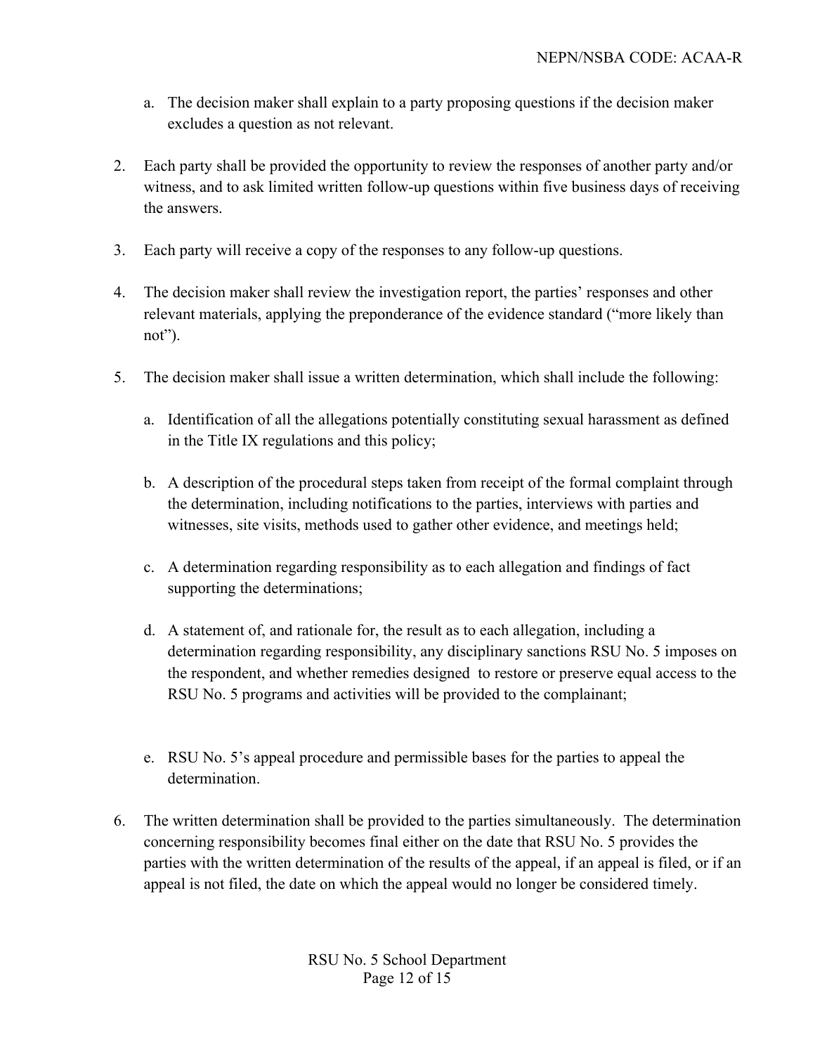a. The decision maker shall explain to a party proposing questions if the decision maker excludes a question as not relevant.

2. Each party shall be provided the opportunity to review the responses of another party and/or witness, and to ask limited written follow-up questions within five business days of receiving the answers.

3. Each party will receive a copy of the responses to any follow-up questions.

4. The decision maker shall review the investigation report, the parties' responses and other relevant materials, applying the preponderance of the evidence standard ("more likely than not").

5. The decision maker shall issue a written determination, which shall include the following:

   a. Identification of all the allegations potentially constituting sexual harassment as defined in the Title IX regulations and this policy;

   b. A description of the procedural steps taken from receipt of the formal complaint through the determination, including notifications to the parties, interviews with parties and witnesses, site visits, methods used to gather other evidence, and meetings held;

   c. A determination regarding responsibility as to each allegation and findings of fact supporting the determinations;

   d. A statement of, and rationale for, the result as to each allegation, including a determination regarding responsibility, any disciplinary sanctions RSU No. 5 imposes on the respondent, and whether remedies designed to restore or preserve equal access to the RSU No. 5 programs and activities will be provided to the complainant;

   e. RSU No. 5's appeal procedure and permissible bases for the parties to appeal the determination.

6. The written determination shall be provided to the parties simultaneously. The determination concerning responsibility becomes final either on the date that RSU No. 5 provides the parties with the written determination of the results of the appeal, if an appeal is filed, or if an appeal is not filed, the date on which the appeal would no longer be considered timely.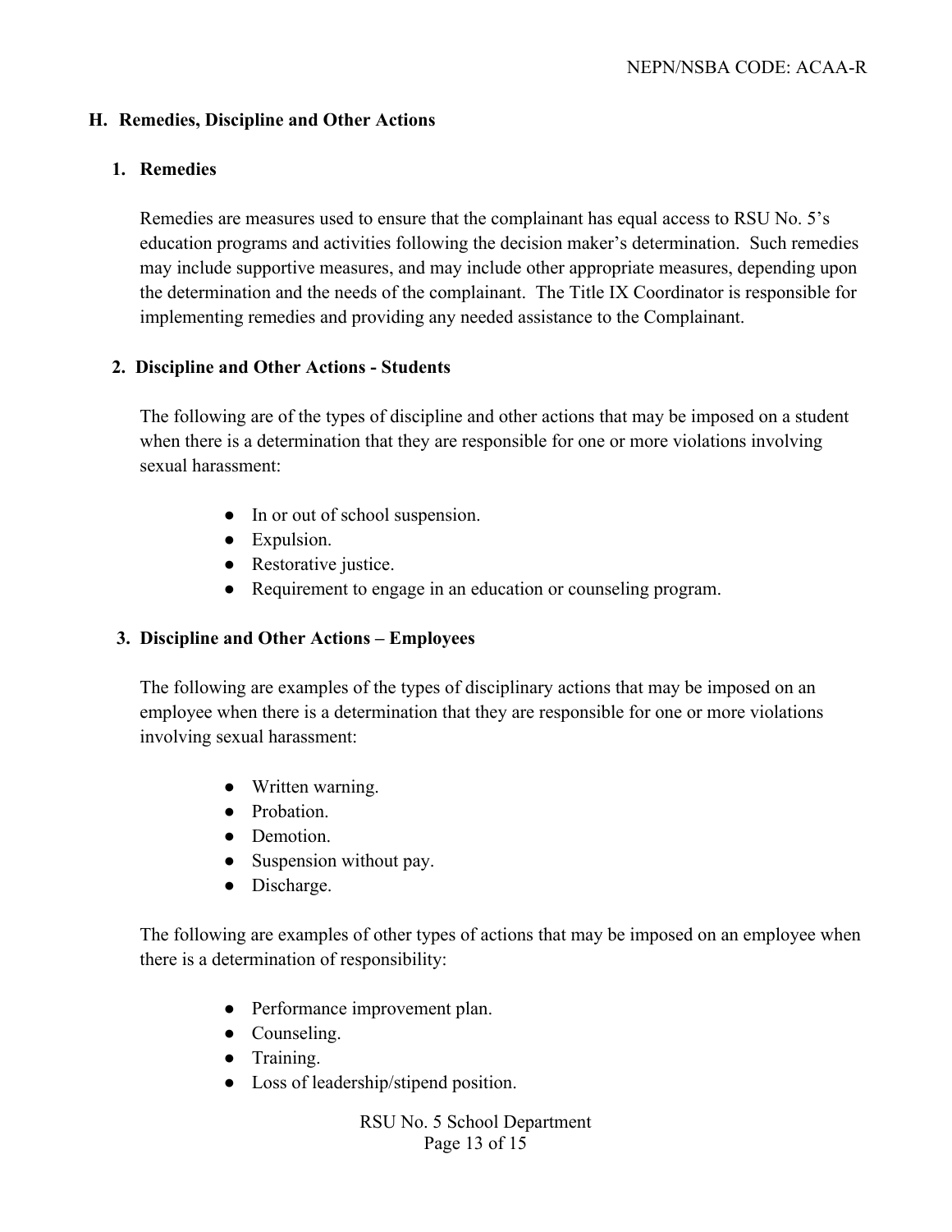## H. Remedies, Discipline and Other Actions

### 1. Remedies

Remedies are measures used to ensure that the complainant has equal access to RSU No. 5's education programs and activities following the decision maker's determination. Such remedies may include supportive measures, and may include other appropriate measures, depending upon the determination and the needs of the complainant. The Title IX Coordinator is responsible for implementing remedies and providing any needed assistance to the Complainant.

### 2. Discipline and Other Actions - Students

The following are of the types of discipline and other actions that may be imposed on a student when there is a determination that they are responsible for one or more violations involving sexual harassment:

- In or out of school suspension.
- Expulsion.
- Restorative justice.
- Requirement to engage in an education or counseling program.

### 3. Discipline and Other Actions – Employees

The following are examples of the types of disciplinary actions that may be imposed on an employee when there is a determination that they are responsible for one or more violations involving sexual harassment:

- Written warning.
- Probation.
- Demotion.
- Suspension without pay.
- Discharge.

The following are examples of other types of actions that may be imposed on an employee when there is a determination of responsibility:

- Performance improvement plan.
- Counseling.
- Training.
- Loss of leadership/stipend position.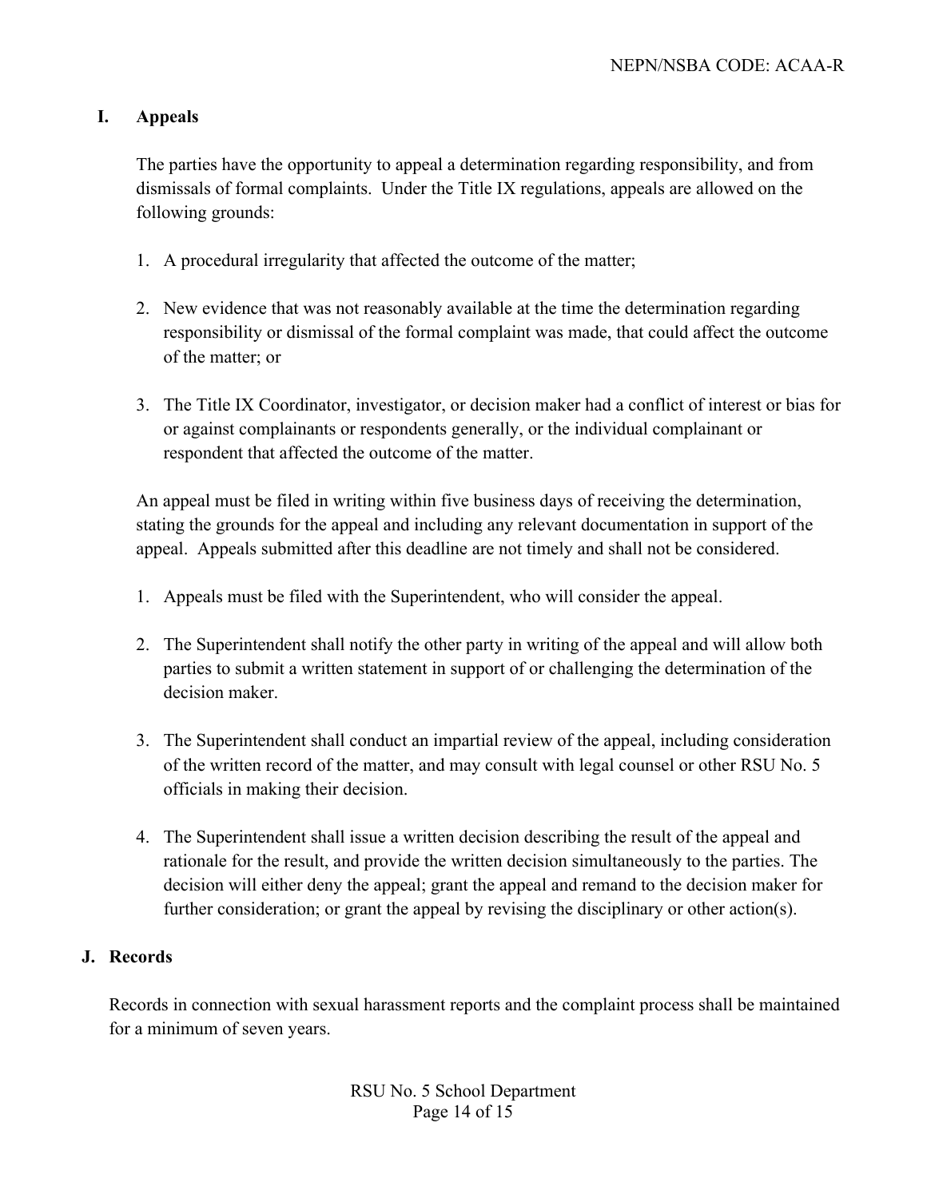## I. Appeals

The parties have the opportunity to appeal a determination regarding responsibility, and from dismissals of formal complaints. Under the Title IX regulations, appeals are allowed on the following grounds:

1. A procedural irregularity that affected the outcome of the matter;

2. New evidence that was not reasonably available at the time the determination regarding responsibility or dismissal of the formal complaint was made, that could affect the outcome of the matter; or

3. The Title IX Coordinator, investigator, or decision maker had a conflict of interest or bias for or against complainants or respondents generally, or the individual complainant or respondent that affected the outcome of the matter.

An appeal must be filed in writing within five business days of receiving the determination, stating the grounds for the appeal and including any relevant documentation in support of the appeal. Appeals submitted after this deadline are not timely and shall not be considered.

1. Appeals must be filed with the Superintendent, who will consider the appeal.

2. The Superintendent shall notify the other party in writing of the appeal and will allow both parties to submit a written statement in support of or challenging the determination of the decision maker.

3. The Superintendent shall conduct an impartial review of the appeal, including consideration of the written record of the matter, and may consult with legal counsel or other RSU No. 5 officials in making their decision.

4. The Superintendent shall issue a written decision describing the result of the appeal and rationale for the result, and provide the written decision simultaneously to the parties. The decision will either deny the appeal; grant the appeal and remand to the decision maker for further consideration; or grant the appeal by revising the disciplinary or other action(s).

## J. Records

Records in connection with sexual harassment reports and the complaint process shall be maintained for a minimum of seven years.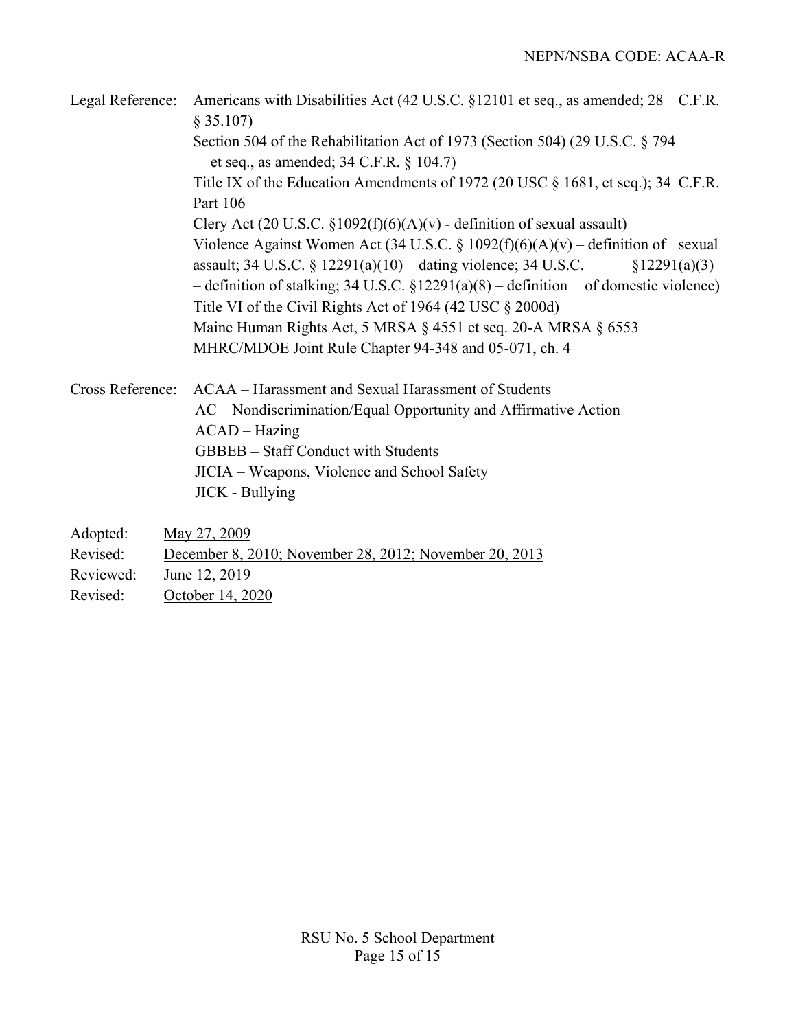Legal Reference: Americans with Disabilities Act (42 U.S.C. §12101 et seq., as amended; 28 C.F.R. § 35.107)
Section 504 of the Rehabilitation Act of 1973 (Section 504) (29 U.S.C. § 794 et seq., as amended; 34 C.F.R. § 104.7)
Title IX of the Education Amendments of 1972 (20 USC § 1681, et seq.); 34 C.F.R. Part 106
Clery Act (20 U.S.C. §1092(f)(6)(A)(v) - definition of sexual assault)
Violence Against Women Act (34 U.S.C. § 1092(f)(6)(A)(v) – definition of sexual assault; 34 U.S.C. § 12291(a)(10) – dating violence; 34 U.S.C. §12291(a)(3) – definition of stalking; 34 U.S.C. §12291(a)(8) – definition of domestic violence)
Title VI of the Civil Rights Act of 1964 (42 USC § 2000d)
Maine Human Rights Act, 5 MRSA § 4551 et seq. 20-A MRSA § 6553
MHRC/MDOE Joint Rule Chapter 94-348 and 05-071, ch. 4

Cross Reference: ACAA – Harassment and Sexual Harassment of Students
AC – Nondiscrimination/Equal Opportunity and Affirmative Action
ACAD – Hazing
GBBEB – Staff Conduct with Students
JICIA – Weapons, Violence and School Safety
JICK - Bullying

Adopted: May 27, 2009
Revised: December 8, 2010; November 28, 2012; November 20, 2013
Reviewed: June 12, 2019
Revised: October 14, 2020